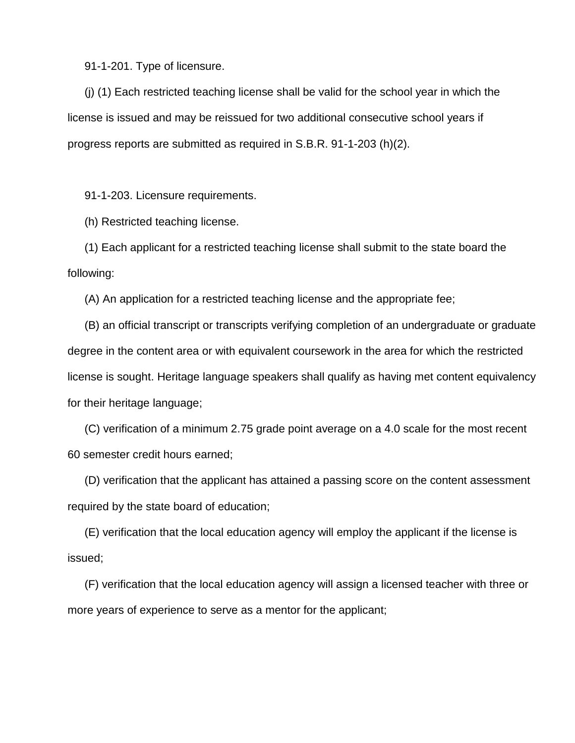91-1-201. Type of licensure.

(j) (1) Each restricted teaching license shall be valid for the school year in which the license is issued and may be reissued for two additional consecutive school years if progress reports are submitted as required in S.B.R. 91-1-203 (h)(2).

91-1-203. Licensure requirements.

(h) Restricted teaching license.

(1) Each applicant for a restricted teaching license shall submit to the state board the following:

(A) An application for a restricted teaching license and the appropriate fee;

(B) an official transcript or transcripts verifying completion of an undergraduate or graduate degree in the content area or with equivalent coursework in the area for which the restricted license is sought. Heritage language speakers shall qualify as having met content equivalency for their heritage language;

(C) verification of a minimum 2.75 grade point average on a 4.0 scale for the most recent 60 semester credit hours earned;

(D) verification that the applicant has attained a passing score on the content assessment required by the state board of education;

(E) verification that the local education agency will employ the applicant if the license is issued;

(F) verification that the local education agency will assign a licensed teacher with three or more years of experience to serve as a mentor for the applicant;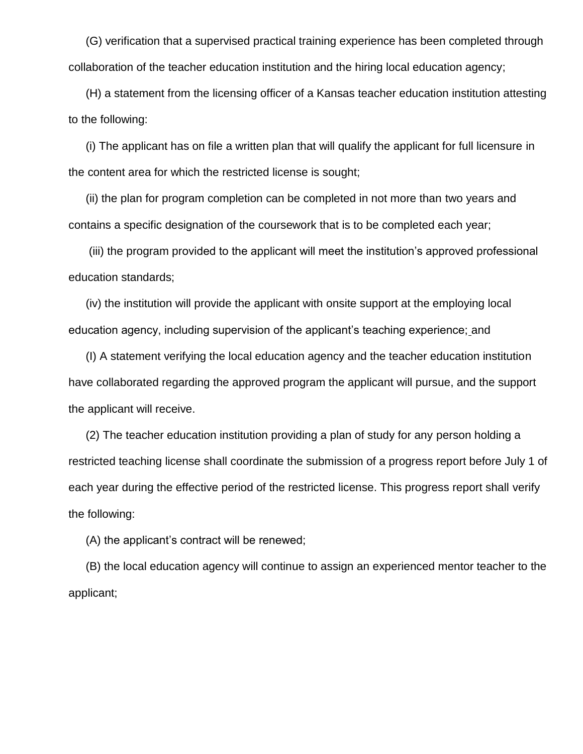(G) verification that a supervised practical training experience has been completed through collaboration of the teacher education institution and the hiring local education agency;

(H) a statement from the licensing officer of a Kansas teacher education institution attesting to the following:

(i) The applicant has on file a written plan that will qualify the applicant for full licensure in the content area for which the restricted license is sought;

(ii) the plan for program completion can be completed in not more than two years and contains a specific designation of the coursework that is to be completed each year;

(iii) the program provided to the applicant will meet the institution's approved professional education standards;

(iv) the institution will provide the applicant with onsite support at the employing local education agency, including supervision of the applicant's teaching experience; and

(I) A statement verifying the local education agency and the teacher education institution have collaborated regarding the approved program the applicant will pursue, and the support the applicant will receive.

(2) The teacher education institution providing a plan of study for any person holding a restricted teaching license shall coordinate the submission of a progress report before July 1 of each year during the effective period of the restricted license. This progress report shall verify the following:

(A) the applicant's contract will be renewed;

(B) the local education agency will continue to assign an experienced mentor teacher to the applicant;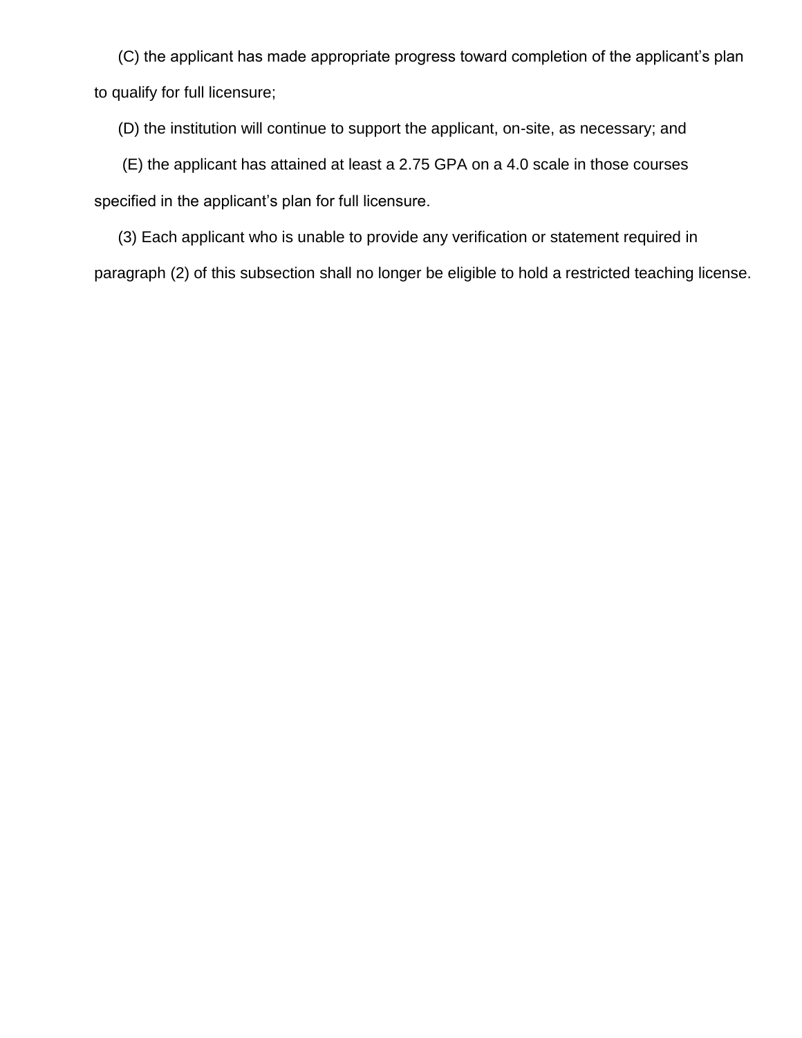(C) the applicant has made appropriate progress toward completion of the applicant's plan to qualify for full licensure;

(D) the institution will continue to support the applicant, on-site, as necessary; and

(E) the applicant has attained at least a 2.75 GPA on a 4.0 scale in those courses specified in the applicant's plan for full licensure.

(3) Each applicant who is unable to provide any verification or statement required in paragraph (2) of this subsection shall no longer be eligible to hold a restricted teaching license.